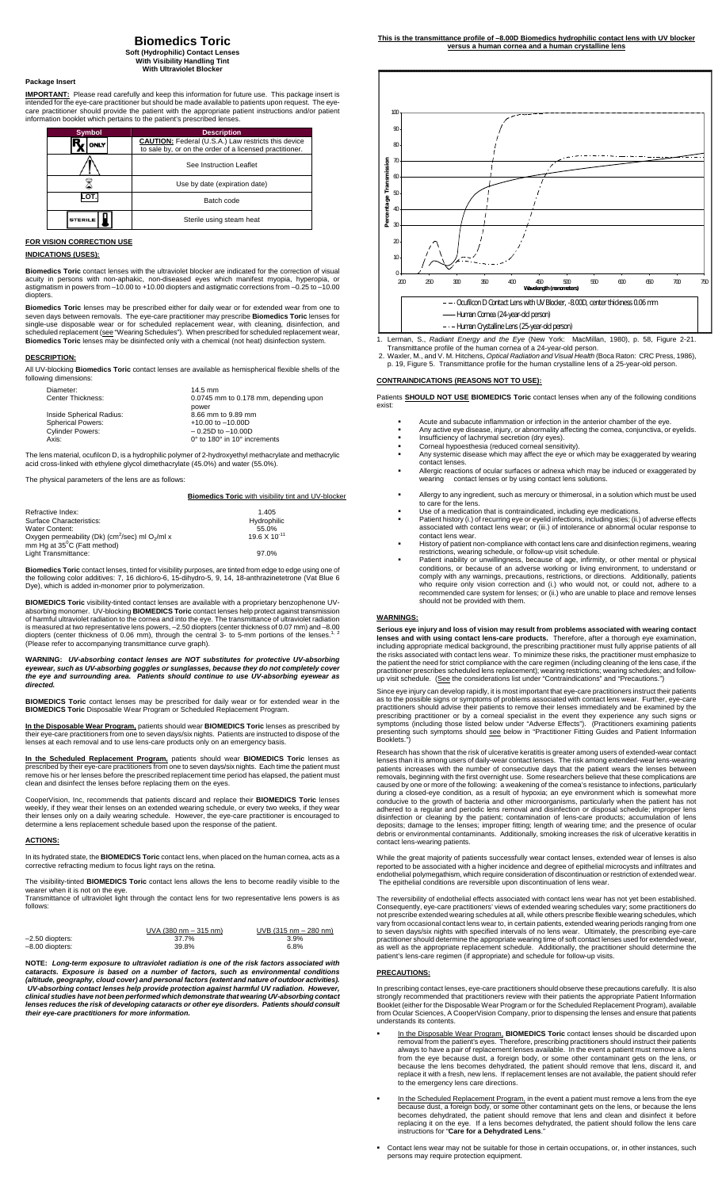# Biomedics Toric

**Soft (Hydrophilic) Contact Lenses**
**With Visibility Handling Tint**
**With Ultraviolet Blocker**

### Package Insert

**IMPORTANT:** Please read carefully and keep this information for future use. This package insert is intended for the eye-care practitioner but should be made available to patients upon request. The eye-care practitioner should provide the patient with the appropriate patient instructions and/or patient information booklet which pertains to the patient's prescribed lenses.

| Symbol | Description |
|---|---|
| Rx ONLY | **CAUTION:** Federal (U.S.A.) Law restricts this device to sale by, or on the order of a licensed practitioner. |
| ⚠ | See Instruction Leaflet |
| ⌛ | Use by date (expiration date) |
| LOT | Batch code |
| STERILE | Sterile using steam heat |

### FOR VISION CORRECTION USE

### INDICATIONS (USES):

**Biomedics Toric** contact lenses with the ultraviolet blocker are indicated for the correction of visual acuity in persons with non-aphakic, non-diseased eyes which manifest myopia, hyperopia, or astigmatism in powers from –10.00 to +10.00 diopters and astigmatic corrections from –0.25 to –10.00 diopters.

**Biomedics Toric** lenses may be prescribed either for daily wear or for extended wear from one to seven days between removals. The eye-care practitioner may prescribe **Biomedics Toric** lenses for single-use disposable wear or for scheduled replacement wear, with cleaning, disinfection, and scheduled replacement (See "Wearing Schedules"). When prescribed for scheduled replacement wear, **Biomedics Toric** lenses may be disinfected only with a chemical (not heat) disinfection system.

### DESCRIPTION:

All UV-blocking **Biomedics Toric** contact lenses are available as hemispherical flexible shells of the following dimensions:

| | |
|---|---|
| Diameter: | 14.5 mm |
| Center Thickness: | 0.0745 mm to 0.178 mm, depending upon power |
| Inside Spherical Radius: | 8.66 mm to 9.89 mm |
| Spherical Powers: | +10.00 to –10.00D |
| Cylinder Powers: | – 0.25D to –10.00D |
| Axis: | 0° to 180° in 10° increments |

The lens material, ocufilcon D, is a hydrophilic polymer of 2-hydroxyethyl methacrylate and methacrylic acid cross-linked with ethylene glycol dimethacrylate (45.0%) and water (55.0%).

The physical parameters of the lens are as follows:

| | **Biomedics Toric** with visibility tint and UV-blocker |
|---|---|
| Refractive Index: | 1.405 |
| Surface Characteristics: | Hydrophilic |
| Water Content: | 55.0% |
| Oxygen permeability (Dk) ($cm^2$/sec) ml $O_2$/ml x mm Hg at 35°C (Fatt method) | $19.6 \times 10^{-11}$ |
| Light Transmittance: | 97.0% |

**Biomedics Toric** contact lenses, tinted for visibility purposes, are tinted from edge to edge using one of the following color additives: 7, 16 dichloro-6, 15-dihydro-5, 9, 14, 18-anthrazinetetrone (Vat Blue 6 Dye), which is added in-monomer prior to polymerization.

**BIOMEDICS Toric** visibility-tinted contact lenses are available with a proprietary benzophenone UV-absorbing monomer. UV-blocking **BIOMEDICS Toric** contact lenses help protect against transmission of harmful ultraviolet radiation to the cornea and into the eye. The transmittance of ultraviolet radiation is measured at two representative lens powers, –2.50 diopters (center thickness of 0.07 mm) and –8.00 diopters (center thickness of 0.06 mm), through the central 3- to 5-mm portions of the lenses.[1, 2] (Please refer to accompanying transmittance curve graph).

**WARNING:** ***UV-absorbing contact lenses are NOT substitutes for protective UV-absorbing eyewear, such as UV-absorbing goggles or sunglasses, because they do not completely cover the eye and surrounding area. Patients should continue to use UV-absorbing eyewear as directed.***

**BIOMEDICS Toric** contact lenses may be prescribed for daily wear or for extended wear in the **BIOMEDICS Toric** Disposable Wear Program or Scheduled Replacement Program.

**In the Disposable Wear Program,** patients should wear **BIOMEDICS Toric** lenses as prescribed by their eye-care practitioners from one to seven days/six nights. Patients are instructed to dispose of the lenses at each removal and to use lens-care products only on an emergency basis.

**In the Scheduled Replacement Program,** patients should wear **BIOMEDICS Toric** lenses as prescribed by their eye-care practitioners from one to seven days/six nights. Each time the patient must remove his or her lenses before the prescribed replacement time period has elapsed, the patient must clean and disinfect the lenses before replacing them on the eyes.

CooperVision, Inc, recommends that patients discard and replace their **BIOMEDICS Toric** lenses weekly, if they wear their lenses on an extended wearing schedule, or every two weeks, if they wear their lenses only on a daily wearing schedule. However, the eye-care practitioner is encouraged to determine a lens replacement schedule based upon the response of the patient.

### ACTIONS:

In its hydrated state, the **BIOMEDICS Toric** contact lens, when placed on the human cornea, acts as a corrective refracting medium to focus light rays on the retina.

The visibility-tinted **BIOMEDICS Toric** contact lens allows the lens to become readily visible to the wearer when it is not on the eye.

Transmittance of ultraviolet light through the contact lens for two representative lens powers is as follows:

| | UVA (380 nm – 315 nm) | UVB (315 nm – 280 nm) |
|---|---|---|
| –2.50 diopters: | 37.7% | 3.9% |
| –8.00 diopters: | 39.8% | 6.8% |

**NOTE:** ***Long-term exposure to ultraviolet radiation is one of the risk factors associated with cataracts. Exposure is based on a number of factors, such as environmental conditions (altitude, geography, cloud cover) and personal factors (extent and nature of outdoor activities). UV-absorbing contact lenses help provide protection against harmful UV radiation. However, clinical studies have not been performed which demonstrate that wearing UV-absorbing contact lenses reduces the risk of developing cataracts or other eye disorders. Patients should consult their eye-care practitioners for more information.***

**This is the transmittance profile of –8.00D Biomedics hydrophilic contact lens with UV blocker versus a human cornea and a human crystalline lens**

- - - Ocufilcon D Contact Lens with UV Blocker, -8.00D, center thickness 0.06 mm
—— Human Cornea (24-year-old person)
- · - Human Crystalline Lens (25-year-old person)

1. Lerman, S., *Radiant Energy and the Eye* (New York: MacMillan, 1980), p. 58, Figure 2-21. Transmittance profile of the human cornea of a 24-year-old person.
2. Waxler, M., and V. M. Hitchens, *Optical Radiation and Visual Health* (Boca Raton: CRC Press, 1986), p. 19, Figure 5. Transmittance profile for the human crystalline lens of a 25-year-old person.

### CONTRAINDICATIONS (REASONS NOT TO USE):

Patients **SHOULD NOT USE BIOMEDICS Toric** contact lenses when any of the following conditions exist:

- Acute and subacute inflammation or infection in the anterior chamber of the eye.
- Any active eye disease, injury, or abnormality affecting the cornea, conjunctiva, or eyelids.
- Insufficiency of lachrymal secretion (dry eyes).
- Corneal hypoesthesia (reduced corneal sensitivity).
- Any systemic disease which may affect the eye or which may be exaggerated by wearing contact lenses.
- Allergic reactions of ocular surfaces or adnexa which may be induced or exaggerated by wearing contact lenses or by using contact lens solutions.
- Allergy to any ingredient, such as mercury or thimerosal, in a solution which must be used to care for the lens.
- Use of a medication that is contraindicated, including eye medications.
- Patient history (i.) of recurring eye or eyelid infections, including sties; (ii.) of adverse effects associated with contact lens wear; or (iii.) of intolerance or abnormal ocular response to contact lens wear.
- History of patient non-compliance with contact lens care and disinfection regimens, wearing restrictions, wearing schedule, or follow-up visit schedule.
- Patient inability or unwillingness, because of age, infirmity, or other mental or physical conditions, or because of an adverse working or living environment, to understand or comply with any warnings, precautions, restrictions, or directions. Additionally, patients who require only vision correction and (i.) who would not, or could not, adhere to a recommended care system for lenses; or (ii.) who are unable to place and remove lenses should not be provided with them.

### WARNINGS:

**Serious eye injury and loss of vision may result from problems associated with wearing contact lenses and with using contact lens-care products.** Therefore, after a thorough eye examination, including appropriate medical background, the prescribing practitioner must fully apprise patients of all the risks associated with contact lens wear. To minimize these risks, the practitioner must emphasize to the patient the need for strict compliance with the care regimen (including cleaning of the lens case, if the practitioner prescribes scheduled lens replacement); wearing restrictions; wearing schedules; and follow-up visit schedule. (See the considerations list under "Contraindications" and "Precautions.")

Since eye injury can develop rapidly, it is most important that eye-care practitioners instruct their patients as to the possible signs or symptoms of problems associated with contact lens wear. Further, eye-care practitioners should advise their patients to remove their lenses immediately and be examined by the prescribing practitioner or by a corneal specialist in the event they experience any such signs or symptoms (including those listed below under "Adverse Effects"). (Practitioners examining patients presenting such symptoms should see below in "Practitioner Fitting Guides and Patient Information Booklets.")

Research has shown that the risk of ulcerative keratitis is greater among users of extended-wear contact lenses than it is among users of daily-wear contact lenses. The risk among extended-wear lens-wearing patients increases with the number of consecutive days that the patient wears the lenses between removals, beginning with the first overnight use. Some researchers believe that these complications are caused by one or more of the following: a weakening of the cornea's resistance to infections, particularly during a closed-eye condition, as a result of hypoxia; an eye environment which is somewhat more conducive to the growth of bacteria and other microorganisms, particularly when the patient has not adhered to a regular and periodic lens removal and disinfection or disposal schedule; improper lens disinfection or cleaning by the patient; contamination of lens-care products; accumulation of lens deposits; damage to the lenses; improper fitting; length of wearing time; and the presence of ocular debris or environmental contaminants. Additionally, smoking increases the risk of ulcerative keratitis in contact lens-wearing patients.

While the great majority of patients successfully wear contact lenses, extended wear of lenses is also reported to be associated with a higher incidence and degree of epithelial microcysts and infiltrates and endothelial polymegathism, which require consideration of discontinuation or restriction of extended wear. The epithelial conditions are reversible upon discontinuation of lens wear.

The reversibility of endothelial effects associated with contact lens wear has not yet been established. Consequently, eye-care practitioners' views of extended wearing schedules vary; some practitioners do not prescribe extended wearing schedules at all, while others prescribe flexible wearing schedules, which vary from occasional contact lens wear to, in certain patients, extended wearing periods ranging from one to seven days/six nights with specified intervals of no lens wear. Ultimately, the prescribing eye-care practitioner should determine the appropriate wearing time of soft contact lenses used for extended wear, as well as the appropriate replacement schedule. Additionally, the practitioner should determine the patient's lens-care regimen (if appropriate) and schedule for follow-up visits.

### PRECAUTIONS:

In prescribing contact lenses, eye-care practitioners should observe these precautions carefully. It is also strongly recommended that practitioners review with their patients the appropriate Patient Information Booklet (either for the Disposable Wear Program or for the Scheduled Replacement Program), available from Ocular Sciences, A CooperVision Company, prior to dispensing the lenses and ensure that patients understands its contents.

- In the Disposable Wear Program, **BIOMEDICS Toric** contact lenses should be discarded upon removal from the patient's eyes. Therefore, prescribing practitioners should instruct their patients always to have a pair of replacement lenses available. In the event a patient must remove a lens from the eye because dust, a foreign body, or some other contaminant gets on the lens, or because the lens becomes dehydrated, the patient should remove that lens, discard it, and replace it with a fresh, new lens. If replacement lenses are not available, the patient should refer to the emergency lens care directions.
- In the Scheduled Replacement Program, in the event a patient must remove a lens from the eye because dust, a foreign body, or some other contaminant gets on the lens, or because the lens becomes dehydrated, the patient should remove that lens and clean and disinfect it before replacing it on the eye. If a lens becomes dehydrated, the patient should follow the lens care instructions for "**Care for a Dehydrated Lens**."
- Contact lens wear may not be suitable for those in certain occupations, or, in other instances, such persons may require protection equipment.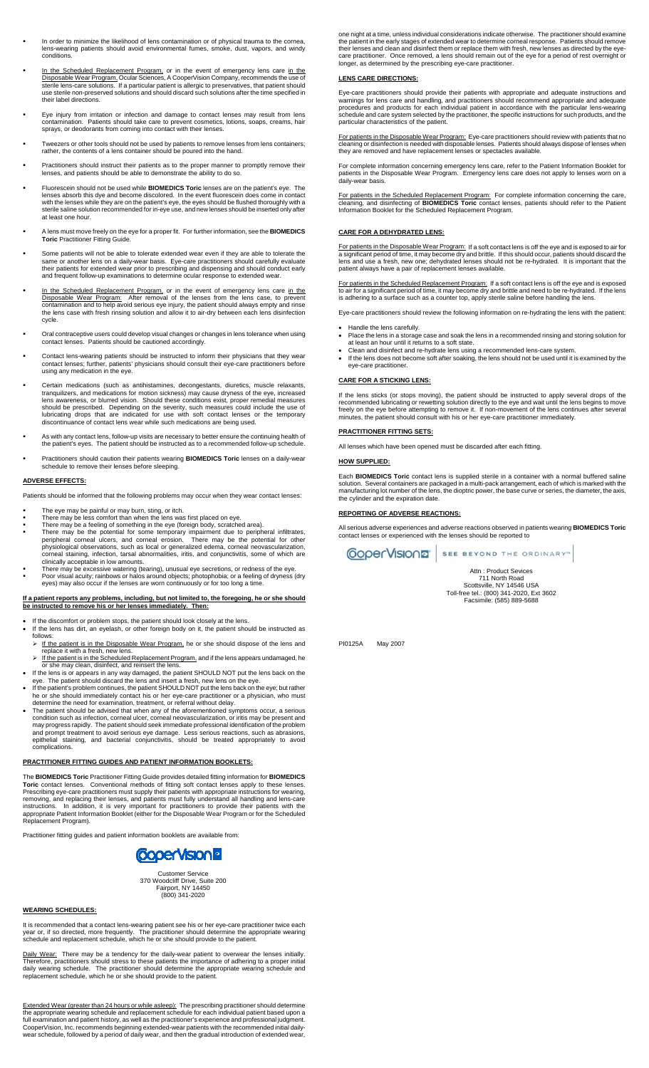- In order to minimize the likelihood of lens contamination or of physical trauma to the cornea, lens-wearing patients should avoid environmental fumes, smoke, dust, vapors, and windy conditions.
- In the Scheduled Replacement Program, or in the event of emergency lens care in the Disposable Wear Program, Ocular Sciences, A CooperVision Company, recommends the use of sterile lens-care solutions. If a particular patient is allergic to preservatives, that patient should use sterile non-preserved solutions and should discard such solutions after the time specified in their label directions.
- Eye injury from irritation or infection and damage to contact lenses may result from lens contamination. Patients should take care to prevent cosmetics, lotions, soaps, creams, hair sprays, or deodorants from coming into contact with their lenses.
- Tweezers or other tools should not be used by patients to remove lenses from lens containers; rather, the contents of a lens container should be poured into the hand.
- Practitioners should instruct their patients as to the proper manner to promptly remove their lenses, and patients should be able to demonstrate the ability to do so.
- Fluorescein should not be used while **BIOMEDICS Toric** lenses are on the patient's eye. The lenses absorb this dye and become discolored. In the event fluorescein does come in contact with the lenses while they are on the patient's eye, the eyes should be flushed thoroughly with a sterile saline solution recommended for in-eye use, and new lenses should be inserted only after at least one hour.
- A lens must move freely on the eye for a proper fit. For further information, see the **BIOMEDICS Toric** Practitioner Fitting Guide.
- Some patients will not be able to tolerate extended wear even if they are able to tolerate the same or another lens on a daily-wear basis. Eye-care practitioners should carefully evaluate their patients for extended wear prior to prescribing and dispensing and should conduct early and frequent follow-up examinations to determine ocular response to extended wear.
- In the Scheduled Replacement Program, or in the event of emergency lens care in the Disposable Wear Program: After removal of the lenses from the lens case, to prevent contamination and to help avoid serious eye injury, the patient should always empty and rinse the lens case with fresh rinsing solution and allow it to air-dry between each lens disinfection cycle.
- Oral contraceptive users could develop visual changes or changes in lens tolerance when using contact lenses. Patients should be cautioned accordingly.
- Contact lens-wearing patients should be instructed to inform their physicians that they wear contact lenses; further, patients' physicians should consult their eye-care practitioners before using any medication in the eye.
- Certain medications (such as antihistamines, decongestants, diuretics, muscle relaxants, tranquilizers, and medications for motion sickness) may cause dryness of the eye, increased lens awareness, or blurred vision. Should these conditions exist, proper remedial measures should be prescribed. Depending on the severity, such measures could include the use of lubricating drops that are indicated for use with soft contact lenses or the temporary discontinuance of contact lens wear while such medications are being used.
- As with any contact lens, follow-up visits are necessary to better ensure the continuing health of the patient's eyes. The patient should be instructed as to a recommended follow-up schedule.
- Practitioners should caution their patients wearing **BIOMEDICS Toric** lenses on a daily-wear schedule to remove their lenses before sleeping.

## ADVERSE EFFECTS:

Patients should be informed that the following problems may occur when they wear contact lenses:

- The eye may be painful or may burn, sting, or itch.
- There may be less comfort than when the lens was first placed on eye.
- There may be a feeling of something in the eye (foreign body, scratched area).
- There may be the potential for some temporary impairment due to peripheral infiltrates, peripheral corneal ulcers, and corneal erosion. There may be the potential for other physiological observations, such as local or generalized edema, corneal neovascularization, corneal staining, infection, tarsal abnormalities, iritis, and conjunctivitis, some of which are clinically acceptable in low amounts.
- There may be excessive watering (tearing), unusual eye secretions, or redness of the eye.
- Poor visual acuity; rainbows or halos around objects; photophobia; or a feeling of dryness (dry eyes) may also occur if the lenses are worn continuously or for too long a time.

**If a patient reports any problems, including, but not limited to, the foregoing, he or she should be instructed to remove his or her lenses immediately. Then:**

- If the discomfort or problem stops, the patient should look closely at the lens.
- If the lens has dirt, an eyelash, or other foreign body on it, the patient should be instructed as follows:
  - If the patient is in the Disposable Wear Program, he or she should dispose of the lens and replace it with a fresh, new lens.
  - If the patient is in the Scheduled Replacement Program, and if the lens appears undamaged, he or she may clean, disinfect, and reinsert the lens.
- If the lens is or appears in any way damaged, the patient SHOULD NOT put the lens back on the eye. The patient should discard the lens and insert a fresh, new lens on the eye.
- If the patient's problem continues, the patient SHOULD NOT put the lens back on the eye; but rather he or she should immediately contact his or her eye-care practitioner or a physician, who must determine the need for examination, treatment, or referral without delay.
- The patient should be advised that when any of the aforementioned symptoms occur, a serious condition such as infection, corneal ulcer, corneal neovascularization, or iritis may be present and may progress rapidly. The patient should seek immediate professional identification of the problem and prompt treatment to avoid serious eye damage. Less serious reactions, such as abrasions, epithelial staining, and bacterial conjunctivitis, should be treated appropriately to avoid complications.

## PRACTITIONER FITTING GUIDES AND PATIENT INFORMATION BOOKLETS:

The **BIOMEDICS Toric** Practitioner Fitting Guide provides detailed fitting information for **BIOMEDICS Toric** contact lenses. Conventional methods of fitting soft contact lenses apply to these lenses. Prescribing eye-care practitioners must supply their patients with appropriate instructions for wearing, removing, and replacing their lenses, and patients must fully understand all handling and lens-care instructions. In addition, it is very important for practitioners to provide their patients with the appropriate Patient Information Booklet (either for the Disposable Wear Program or for the Scheduled Replacement Program).

Practitioner fitting guides and patient information booklets are available from:

CooperVision

Customer Service
370 Woodcliff Drive, Suite 200
Fairport, NY 14450
(800) 341-2020

## WEARING SCHEDULES:

It is recommended that a contact lens-wearing patient see his or her eye-care practitioner twice each year or, if so directed, more frequently. The practitioner should determine the appropriate wearing schedule and replacement schedule, which he or she should provide to the patient.

Daily Wear: There may be a tendency for the daily-wear patient to overwear the lenses initially. Therefore, practitioners should stress to these patients the importance of adhering to a proper initial daily wearing schedule. The practitioner should determine the appropriate wearing schedule and replacement schedule, which he or she should provide to the patient.

Extended Wear (greater than 24 hours or while asleep): The prescribing practitioner should determine the appropriate wearing schedule and replacement schedule for each individual patient based upon a full examination and patient history, as well as the practitioner's experience and professional judgment. CooperVision, Inc. recommends beginning extended-wear patients with the recommended initial daily-wear schedule, followed by a period of daily wear, and then the gradual introduction of extended wear, one night at a time, unless individual considerations indicate otherwise. The practitioner should examine the patient in the early stages of extended wear to determine corneal response. Patients should remove their lenses and clean and disinfect them or replace them with fresh, new lenses as directed by the eye-care practitioner. Once removed, a lens should remain out of the eye for a period of rest overnight or longer, as determined by the prescribing eye-care practitioner.

## LENS CARE DIRECTIONS:

Eye-care practitioners should provide their patients with appropriate and adequate instructions and warnings for lens care and handling, and practitioners should recommend appropriate and adequate procedures and products for each individual patient in accordance with the particular lens-wearing schedule and care system selected by the practitioner, the specific instructions for such products, and the particular characteristics of the patient.

For patients in the Disposable Wear Program: Eye-care practitioners should review with patients that no cleaning or disinfection is needed with disposable lenses. Patients should always dispose of lenses when they are removed and have replacement lenses or spectacles available.

For complete information concerning emergency lens care, refer to the Patient Information Booklet for patients in the Disposable Wear Program. Emergency lens care does not apply to lenses worn on a daily-wear basis.

For patients in the Scheduled Replacement Program: For complete information concerning the care, cleaning, and disinfecting of **BIOMEDICS Toric** contact lenses, patients should refer to the Patient Information Booklet for the Scheduled Replacement Program.

## CARE FOR A DEHYDRATED LENS:

For patients in the Disposable Wear Program: If a soft contact lens is off the eye and is exposed to air for a significant period of time, it may become dry and brittle. If this should occur, patients should discard the lens and use a fresh, new one; dehydrated lenses should not be re-hydrated. It is important that the patient always have a pair of replacement lenses available.

For patients in the Scheduled Replacement Program: If a soft contact lens is off the eye and is exposed to air for a significant period of time, it may become dry and brittle and need to be re-hydrated. If the lens is adhering to a surface such as a counter top, apply sterile saline before handling the lens.

Eye-care practitioners should review the following information on re-hydrating the lens with the patient:

- Handle the lens carefully.
- Place the lens in a storage case and soak the lens in a recommended rinsing and storing solution for at least an hour until it returns to a soft state.
- Clean and disinfect and re-hydrate lens using a recommended lens-care system.
- If the lens does not become soft after soaking, the lens should not be used until it is examined by the eye-care practitioner.

## CARE FOR A STICKING LENS:

If the lens sticks (or stops moving), the patient should be instructed to apply several drops of the recommended lubricating or rewetting solution directly to the eye and wait until the lens begins to move freely on the eye before attempting to remove it. If non-movement of the lens continues after several minutes, the patient should consult with his or her eye-care practitioner immediately.

## PRACTITIONER FITTING SETS:

All lenses which have been opened must be discarded after each fitting.

## HOW SUPPLIED:

Each **BIOMEDICS Toric** contact lens is supplied sterile in a container with a normal buffered saline solution. Several containers are packaged in a multi-pack arrangement, each of which is marked with the manufacturing lot number of the lens, the dioptric power, the base curve or series, the diameter, the axis, the cylinder and the expiration date.

## REPORTING OF ADVERSE REACTIONS:

All serious adverse experiences and adverse reactions observed in patients wearing **BIOMEDICS Toric** contact lenses or experienced with the lenses should be reported to

CooperVision | SEE BEYOND THE ORDINARY™

Attn : Product Sevices
711 North Road
Scottsville, NY 14546 USA
Toll-free tel.: (800) 341-2020, Ext 3602
Facsimile: (585) 889-5688

PI0125A May 2007